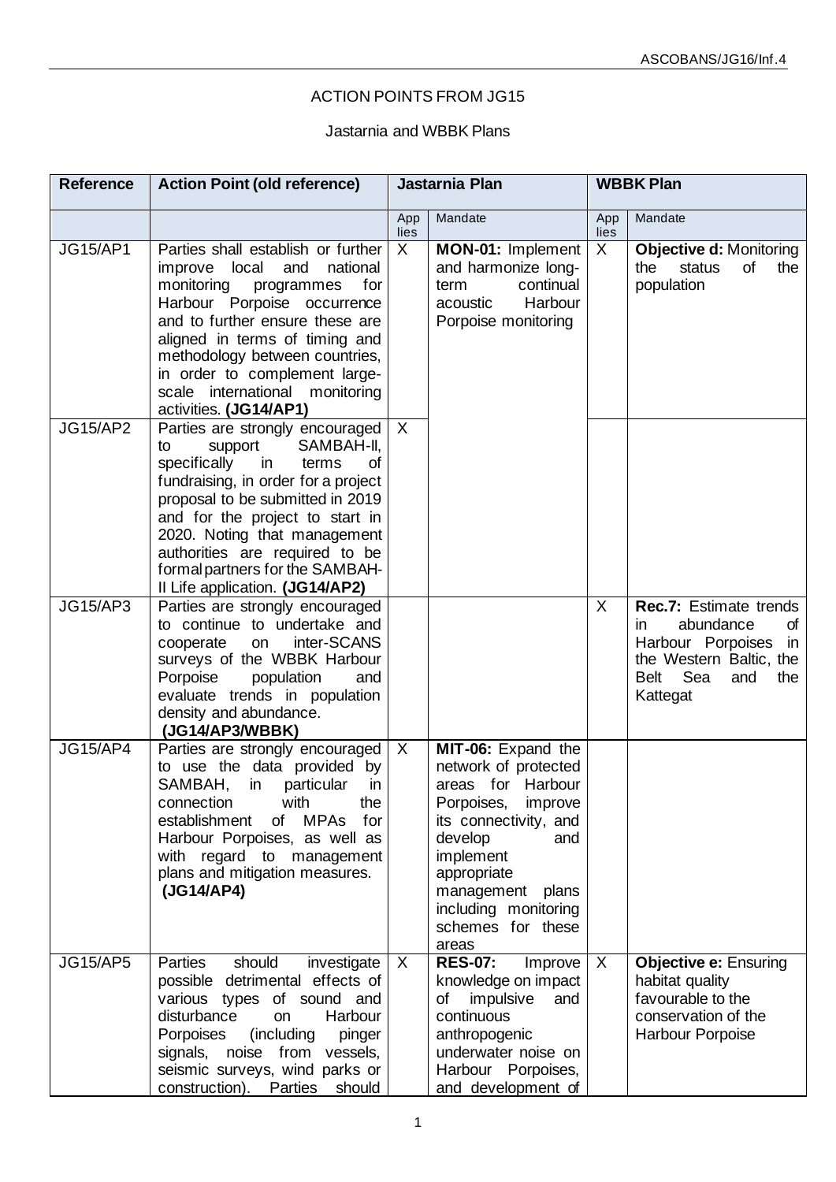ASCOBANS/JG16/Inf.4

ACTION POINTS FROM JG15

Jastarnia and WBBK Plans

| Reference | Action Point (old reference) | Jastarnia Plan | | WBBK Plan | |
|---|---|---|---|---|---|
| | | App lies | Mandate | App lies | Mandate |
| JG15/AP1 | Parties shall establish or further improve local and national monitoring programmes for Harbour Porpoise occurrence and to further ensure these are aligned in terms of timing and methodology between countries, in order to complement large-scale international monitoring activities. **(JG14/AP1)** | X | **MON-01:** Implement and harmonize long-term continual acoustic Harbour Porpoise monitoring | X | **Objective d:** Monitoring the status of the population |
| JG15/AP2 | Parties are strongly encouraged to support SAMBAH-II, specifically in terms of fundraising, in order for a project proposal to be submitted in 2019 and for the project to start in 2020. Noting that management authorities are required to be formal partners for the SAMBAH-II Life application. **(JG14/AP2)** | X | | | |
| JG15/AP3 | Parties are strongly encouraged to continue to undertake and cooperate on inter-SCANS surveys of the WBBK Harbour Porpoise population and evaluate trends in population density and abundance. **(JG14/AP3/WBBK)** | | | X | **Rec.7:** Estimate trends in abundance of Harbour Porpoises in the Western Baltic, the Belt Sea and the Kattegat |
| JG15/AP4 | Parties are strongly encouraged to use the data provided by SAMBAH, in particular in connection with the establishment of MPAs for Harbour Porpoises, as well as with regard to management plans and mitigation measures. **(JG14/AP4)** | X | **MIT-06:** Expand the network of protected areas for Harbour Porpoises, improve its connectivity, and develop and implement appropriate management plans including monitoring schemes for these areas | | |
| JG15/AP5 | Parties should investigate possible detrimental effects of various types of sound and disturbance on Harbour Porpoises (including pinger signals, noise from vessels, seismic surveys, wind parks or construction). Parties should | X | **RES-07:** Improve knowledge on impact of impulsive and continuous anthropogenic underwater noise on Harbour Porpoises, and development of | X | **Objective e:** Ensuring habitat quality favourable to the conservation of the Harbour Porpoise |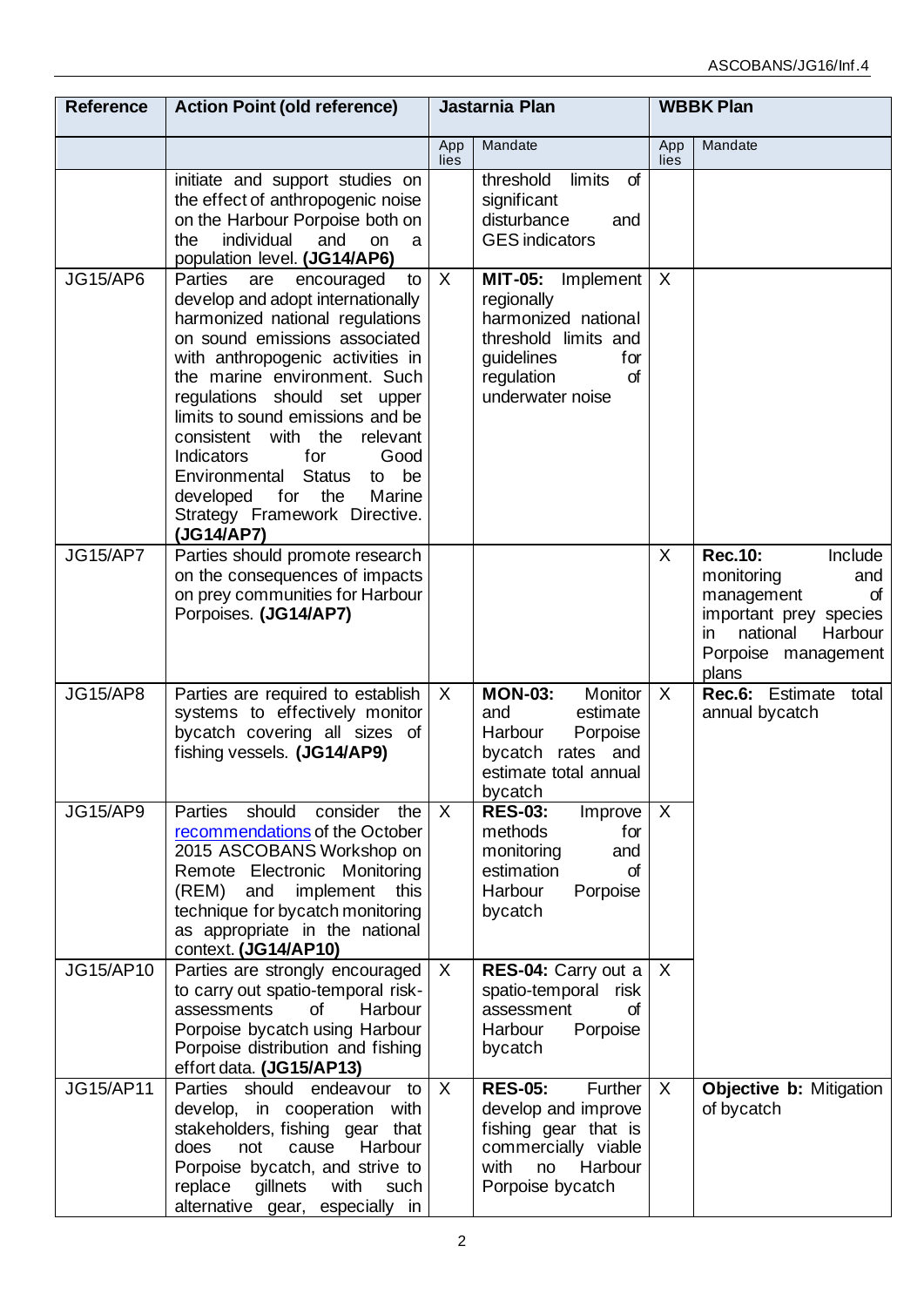| Reference | Action Point (old reference) | Jastarnia Plan | | WBBK Plan | |
|---|---|---|---|---|---|
| | | App lies | Mandate | App lies | Mandate |
| | initiate and support studies on the effect of anthropogenic noise on the Harbour Porpoise both on the individual and on a population level. **(JG14/AP6)** | | threshold limits of significant disturbance and GES indicators | | |
| JG15/AP6 | Parties are encouraged to develop and adopt internationally harmonized national regulations on sound emissions associated with anthropogenic activities in the marine environment. Such regulations should set upper limits to sound emissions and be consistent with the relevant Indicators for Good Environmental Status to be developed for the Marine Strategy Framework Directive. **(JG14/AP7)** | X | **MIT-05:** Implement regionally harmonized national threshold limits and guidelines for regulation of underwater noise | X | |
| JG15/AP7 | Parties should promote research on the consequences of impacts on prey communities for Harbour Porpoises. **(JG14/AP7)** | | | X | **Rec.10:** Include monitoring and management of important prey species in national Harbour Porpoise management plans |
| JG15/AP8 | Parties are required to establish systems to effectively monitor bycatch covering all sizes of fishing vessels. **(JG14/AP9)** | X | **MON-03:** Monitor and estimate Harbour Porpoise bycatch rates and estimate total annual bycatch | X | **Rec.6:** Estimate total annual bycatch |
| JG15/AP9 | Parties should consider the recommendations of the October 2015 ASCOBANS Workshop on Remote Electronic Monitoring (REM) and implement this technique for bycatch monitoring as appropriate in the national context. **(JG14/AP10)** | X | **RES-03:** Improve methods for monitoring and estimation of Harbour Porpoise bycatch | X | |
| JG15/AP10 | Parties are strongly encouraged to carry out spatio-temporal risk-assessments of Harbour Porpoise bycatch using Harbour Porpoise distribution and fishing effort data. **(JG15/AP13)** | X | **RES-04:** Carry out a spatio-temporal risk assessment of Harbour Porpoise bycatch | X | |
| JG15/AP11 | Parties should endeavour to develop, in cooperation with stakeholders, fishing gear that does not cause Harbour Porpoise bycatch, and strive to replace gillnets with such alternative gear, especially in | X | **RES-05:** Further develop and improve fishing gear that is commercially viable with no Harbour Porpoise bycatch | X | **Objective b:** Mitigation of bycatch |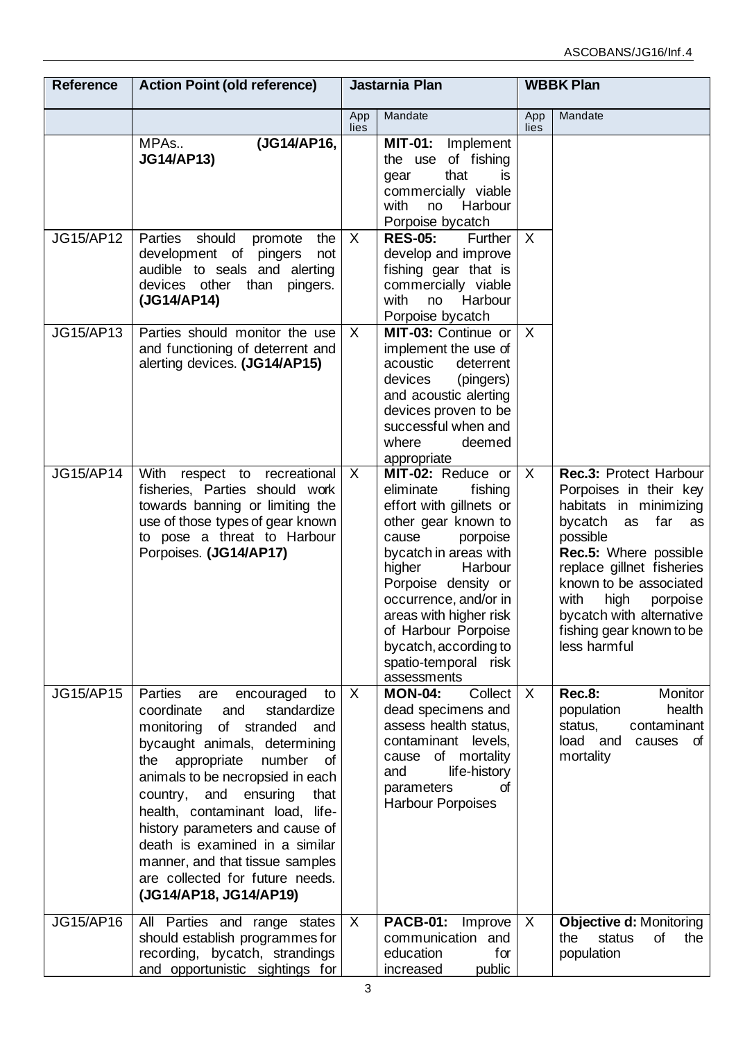| Reference | Action Point (old reference) | Jastarnia Plan | | WBBK Plan | |
|---|---|---|---|---|---|
| | | App lies | Mandate | App lies | Mandate |
| | MPAs.. **(JG14/AP16, JG14/AP13)** | | **MIT-01:** Implement the use of fishing gear that is commercially viable with no Harbour Porpoise bycatch | | |
| JG15/AP12 | Parties should promote the development of pingers not audible to seals and alerting devices other than pingers. **(JG14/AP14)** | X | **RES-05:** Further develop and improve fishing gear that is commercially viable with no Harbour Porpoise bycatch | X | |
| JG15/AP13 | Parties should monitor the use and functioning of deterrent and alerting devices. **(JG14/AP15)** | X | **MIT-03:** Continue or implement the use of acoustic deterrent devices (pingers) and acoustic alerting devices proven to be successful when and where deemed appropriate | X | |
| JG15/AP14 | With respect to recreational fisheries, Parties should work towards banning or limiting the use of those types of gear known to pose a threat to Harbour Porpoises. **(JG14/AP17)** | X | **MIT-02:** Reduce or eliminate fishing effort with gillnets or other gear known to cause porpoise bycatch in areas with higher Harbour Porpoise density or occurrence, and/or in areas with higher risk of Harbour Porpoise bycatch, according to spatio-temporal risk assessments | X | **Rec.3:** Protect Harbour Porpoises in their key habitats in minimizing bycatch as far as possible **Rec.5:** Where possible replace gillnet fisheries known to be associated with high porpoise bycatch with alternative fishing gear known to be less harmful |
| JG15/AP15 | Parties are encouraged to coordinate and standardize monitoring of stranded and bycaught animals, determining the appropriate number of animals to be necropsied in each country, and ensuring that health, contaminant load, life-history parameters and cause of death is examined in a similar manner, and that tissue samples are collected for future needs. **(JG14/AP18, JG14/AP19)** | X | **MON-04:** Collect dead specimens and assess health status, contaminant levels, cause of mortality and life-history parameters of Harbour Porpoises | X | **Rec.8:** Monitor population health status, contaminant load and causes of mortality |
| JG15/AP16 | All Parties and range states should establish programmes for recording, bycatch, strandings and opportunistic sightings for | X | **PACB-01:** Improve communication and education for increased public | X | **Objective d:** Monitoring the status of the population |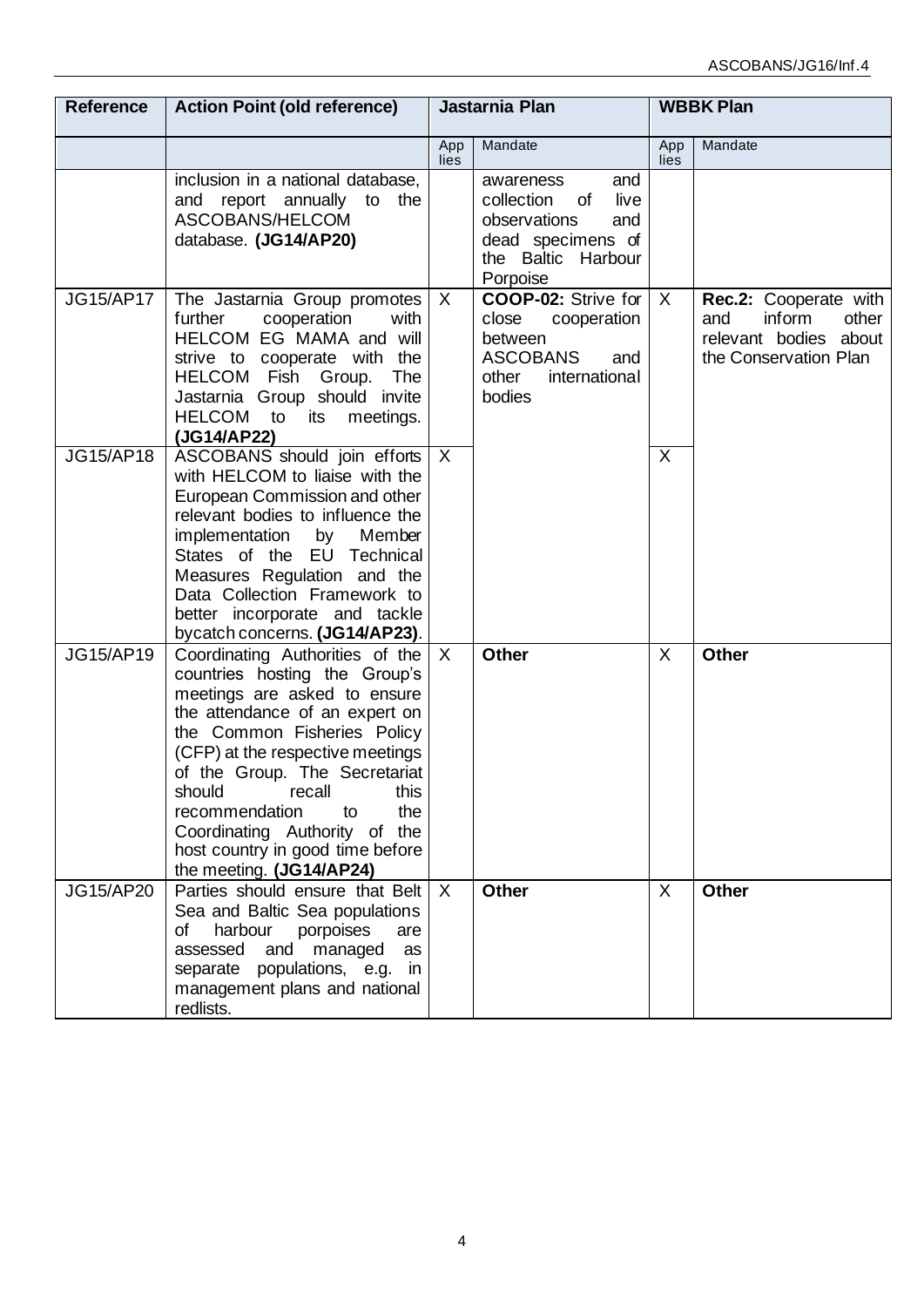| Reference | Action Point (old reference) | Jastarnia Plan | | WBBK Plan | |
|---|---|---|---|---|---|
| | | Applies | Mandate | Applies | Mandate |
| | inclusion in a national database, and report annually to the ASCOBANS/HELCOM database. **(JG14/AP20)** | | awareness and collection of live observations and dead specimens of the Baltic Harbour Porpoise | | |
| JG15/AP17 | The Jastarnia Group promotes further cooperation with HELCOM EG MAMA and will strive to cooperate with the HELCOM Fish Group. The Jastarnia Group should invite HELCOM to its meetings. **(JG14/AP22)** | X | **COOP-02:** Strive for close cooperation between ASCOBANS and other international bodies | X | **Rec.2:** Cooperate with and inform other relevant bodies about the Conservation Plan |
| JG15/AP18 | ASCOBANS should join efforts with HELCOM to liaise with the European Commission and other relevant bodies to influence the implementation by Member States of the EU Technical Measures Regulation and the Data Collection Framework to better incorporate and tackle bycatch concerns. **(JG14/AP23)**. | X | | X | |
| JG15/AP19 | Coordinating Authorities of the countries hosting the Group's meetings are asked to ensure the attendance of an expert on the Common Fisheries Policy (CFP) at the respective meetings of the Group. The Secretariat should recall this recommendation to the Coordinating Authority of the host country in good time before the meeting. **(JG14/AP24)** | X | **Other** | X | **Other** |
| JG15/AP20 | Parties should ensure that Belt Sea and Baltic Sea populations of harbour porpoises are assessed and managed as separate populations, e.g. in management plans and national redlists. | X | **Other** | X | **Other** |